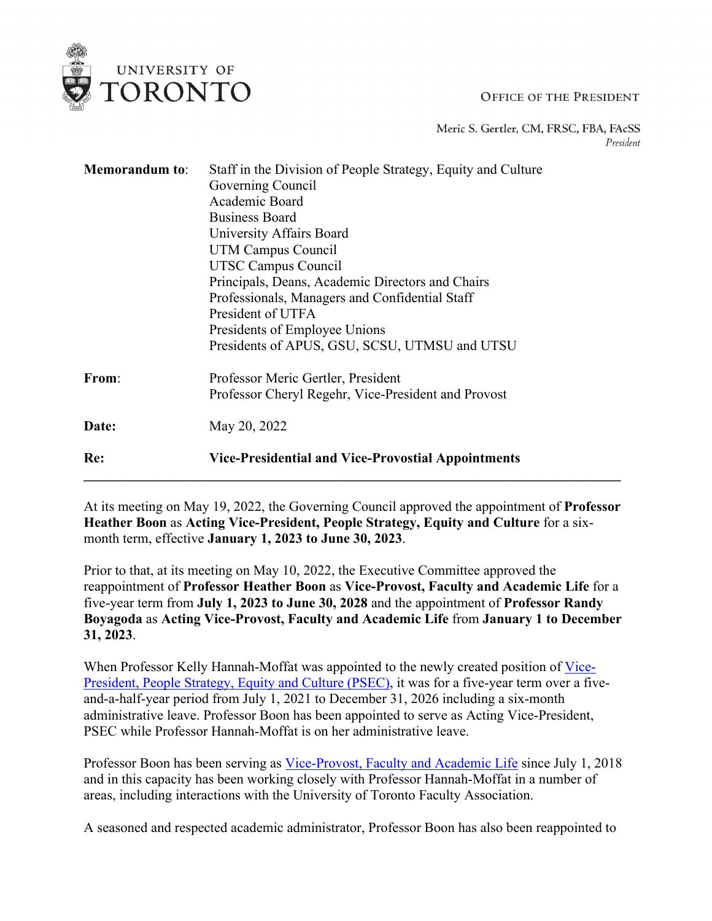UNIVERSITY OF TORONTO

OFFICE OF THE PRESIDENT

Meric S. Gertler, CM, FRSC, FBA, FAcSS
*President*

**Memorandum to**: Staff in the Division of People Strategy, Equity and Culture
Governing Council
Academic Board
Business Board
University Affairs Board
UTM Campus Council
UTSC Campus Council
Principals, Deans, Academic Directors and Chairs
Professionals, Managers and Confidential Staff
President of UTFA
Presidents of Employee Unions
Presidents of APUS, GSU, SCSU, UTMSU and UTSU

**From**: Professor Meric Gertler, President
Professor Cheryl Regehr, Vice-President and Provost

**Date:** May 20, 2022

**Re:** **Vice-Presidential and Vice-Provostial Appointments**

---

At its meeting on May 19, 2022, the Governing Council approved the appointment of **Professor Heather Boon** as **Acting Vice-President, People Strategy, Equity and Culture** for a six-month term, effective **January 1, 2023 to June 30, 2023**.

Prior to that, at its meeting on May 10, 2022, the Executive Committee approved the reappointment of **Professor Heather Boon** as **Vice-Provost, Faculty and Academic Life** for a five-year term from **July 1, 2023 to June 30, 2028** and the appointment of **Professor Randy Boyagoda** as **Acting Vice-Provost, Faculty and Academic Life** from **January 1 to December 31, 2023**.

When Professor Kelly Hannah-Moffat was appointed to the newly created position of Vice-President, People Strategy, Equity and Culture (PSEC), it was for a five-year term over a five-and-a-half-year period from July 1, 2021 to December 31, 2026 including a six-month administrative leave. Professor Boon has been appointed to serve as Acting Vice-President, PSEC while Professor Hannah-Moffat is on her administrative leave.

Professor Boon has been serving as Vice-Provost, Faculty and Academic Life since July 1, 2018 and in this capacity has been working closely with Professor Hannah-Moffat in a number of areas, including interactions with the University of Toronto Faculty Association.

A seasoned and respected academic administrator, Professor Boon has also been reappointed to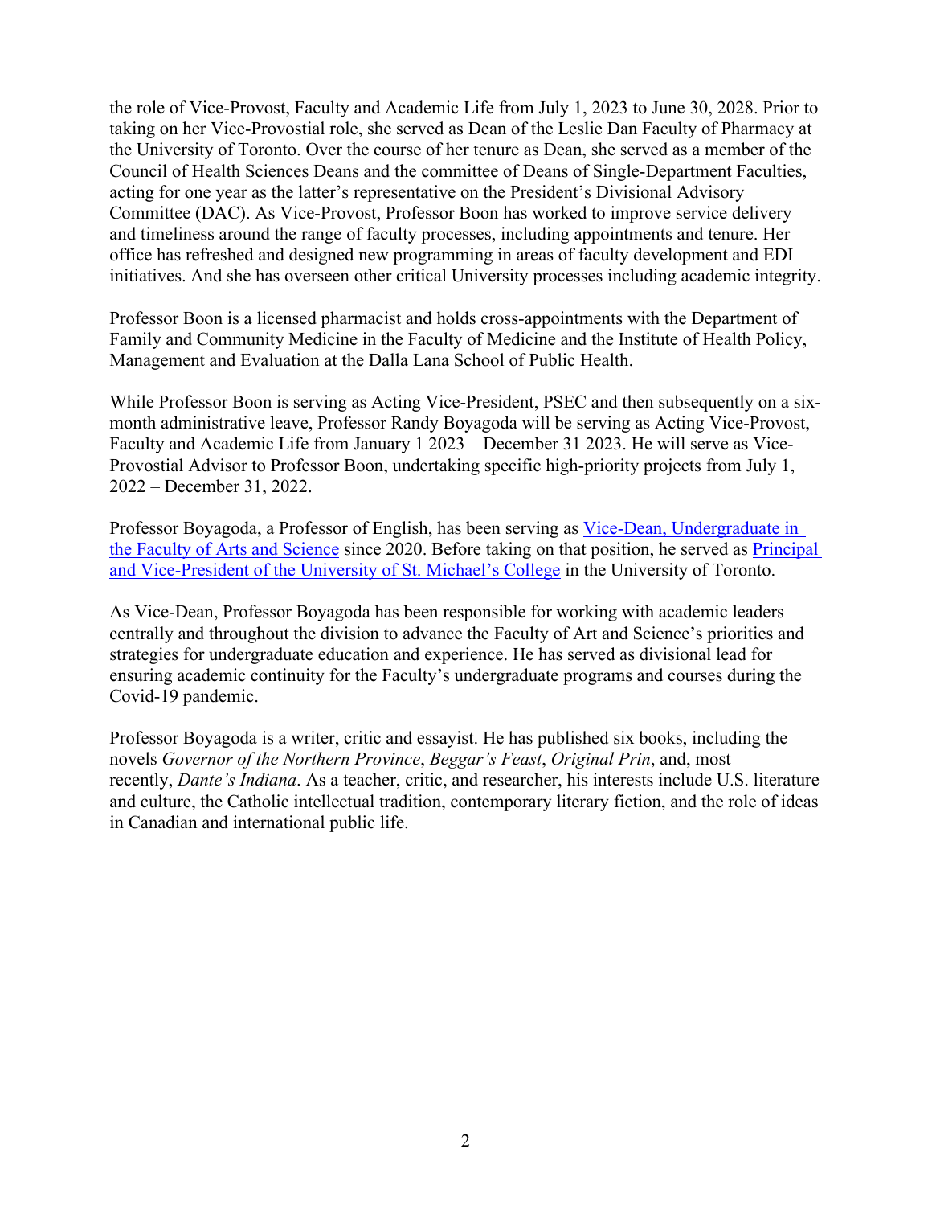the role of Vice-Provost, Faculty and Academic Life from July 1, 2023 to June 30, 2028. Prior to taking on her Vice-Provostial role, she served as Dean of the Leslie Dan Faculty of Pharmacy at the University of Toronto. Over the course of her tenure as Dean, she served as a member of the Council of Health Sciences Deans and the committee of Deans of Single-Department Faculties, acting for one year as the latter's representative on the President's Divisional Advisory Committee (DAC). As Vice-Provost, Professor Boon has worked to improve service delivery and timeliness around the range of faculty processes, including appointments and tenure. Her office has refreshed and designed new programming in areas of faculty development and EDI initiatives. And she has overseen other critical University processes including academic integrity.

Professor Boon is a licensed pharmacist and holds cross-appointments with the Department of Family and Community Medicine in the Faculty of Medicine and the Institute of Health Policy, Management and Evaluation at the Dalla Lana School of Public Health.

While Professor Boon is serving as Acting Vice-President, PSEC and then subsequently on a six-month administrative leave, Professor Randy Boyagoda will be serving as Acting Vice-Provost, Faculty and Academic Life from January 1 2023 – December 31 2023. He will serve as Vice-Provostial Advisor to Professor Boon, undertaking specific high-priority projects from July 1, 2022 – December 31, 2022.

Professor Boyagoda, a Professor of English, has been serving as [Vice-Dean, Undergraduate in the Faculty of Arts and Science]() since 2020. Before taking on that position, he served as [Principal and Vice-President of the University of St. Michael's College]() in the University of Toronto.

As Vice-Dean, Professor Boyagoda has been responsible for working with academic leaders centrally and throughout the division to advance the Faculty of Art and Science's priorities and strategies for undergraduate education and experience. He has served as divisional lead for ensuring academic continuity for the Faculty's undergraduate programs and courses during the Covid-19 pandemic.

Professor Boyagoda is a writer, critic and essayist. He has published six books, including the novels *Governor of the Northern Province*, *Beggar's Feast*, *Original Prin*, and, most recently, *Dante's Indiana*. As a teacher, critic, and researcher, his interests include U.S. literature and culture, the Catholic intellectual tradition, contemporary literary fiction, and the role of ideas in Canadian and international public life.